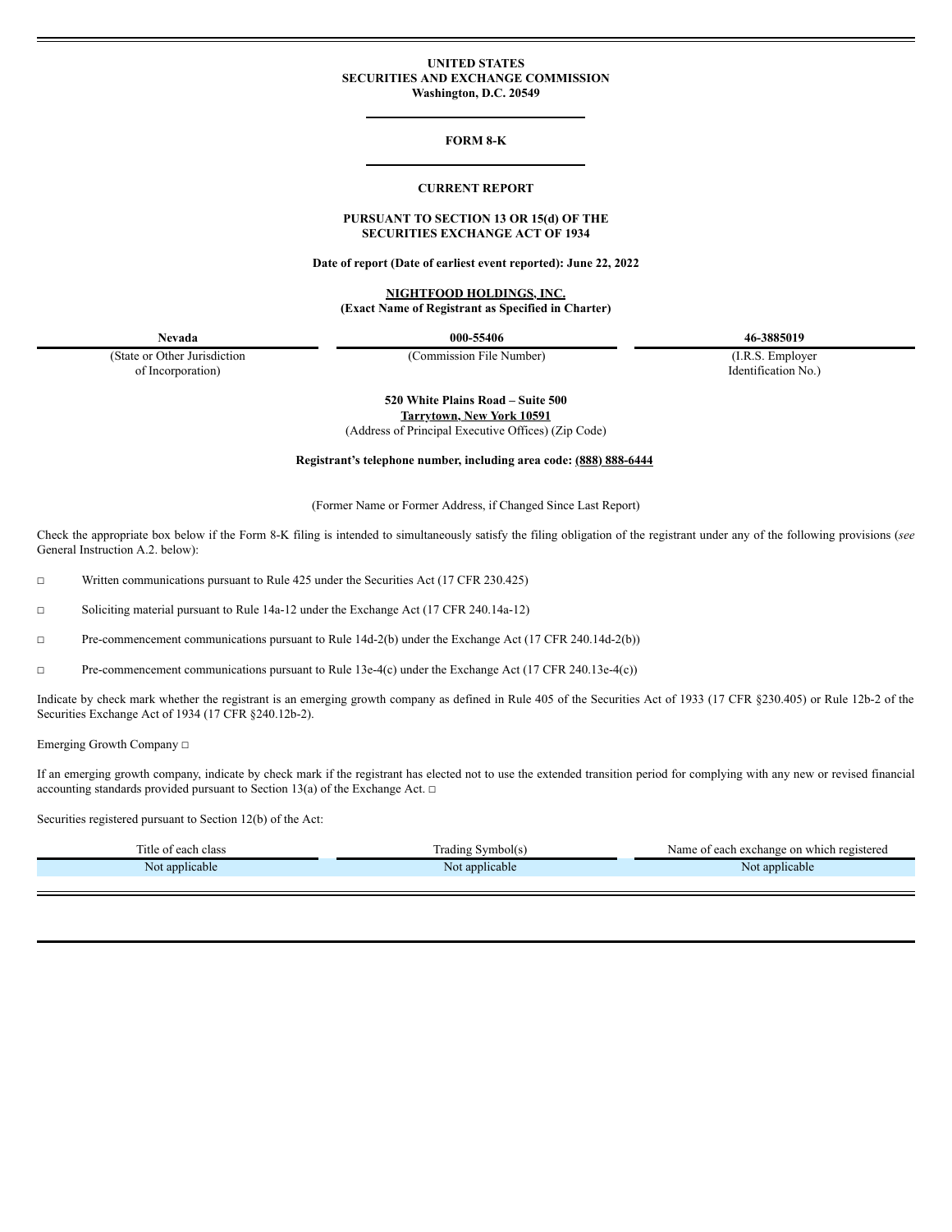**UNITED STATES**
**SECURITIES AND EXCHANGE COMMISSION**
**Washington, D.C. 20549**

---

# FORM 8-K

---

## CURRENT REPORT

**PURSUANT TO SECTION 13 OR 15(d) OF THE SECURITIES EXCHANGE ACT OF 1934**

**Date of report (Date of earliest event reported): June 22, 2022**

**NIGHTFOOD HOLDINGS, INC.**
**(Exact Name of Registrant as Specified in Charter)**

| **Nevada** | **000-55406** | **46-3885019** |
|---|---|---|
| (State or Other Jurisdiction of Incorporation) | (Commission File Number) | (I.R.S. Employer Identification No.) |

**520 White Plains Road – Suite 500**
**Tarrytown, New York 10591**
(Address of Principal Executive Offices) (Zip Code)

**Registrant's telephone number, including area code: (888) 888-6444**

(Former Name or Former Address, if Changed Since Last Report)

Check the appropriate box below if the Form 8-K filing is intended to simultaneously satisfy the filing obligation of the registrant under any of the following provisions (*see* General Instruction A.2. below):

□ Written communications pursuant to Rule 425 under the Securities Act (17 CFR 230.425)

□ Soliciting material pursuant to Rule 14a-12 under the Exchange Act (17 CFR 240.14a-12)

□ Pre-commencement communications pursuant to Rule 14d-2(b) under the Exchange Act (17 CFR 240.14d-2(b))

□ Pre-commencement communications pursuant to Rule 13e-4(c) under the Exchange Act (17 CFR 240.13e-4(c))

Indicate by check mark whether the registrant is an emerging growth company as defined in Rule 405 of the Securities Act of 1933 (17 CFR §230.405) or Rule 12b-2 of the Securities Exchange Act of 1934 (17 CFR §240.12b-2).

Emerging Growth Company □

If an emerging growth company, indicate by check mark if the registrant has elected not to use the extended transition period for complying with any new or revised financial accounting standards provided pursuant to Section 13(a) of the Exchange Act. □

Securities registered pursuant to Section 12(b) of the Act:

| Title of each class | Trading Symbol(s) | Name of each exchange on which registered |
|---|---|---|
| Not applicable | Not applicable | Not applicable |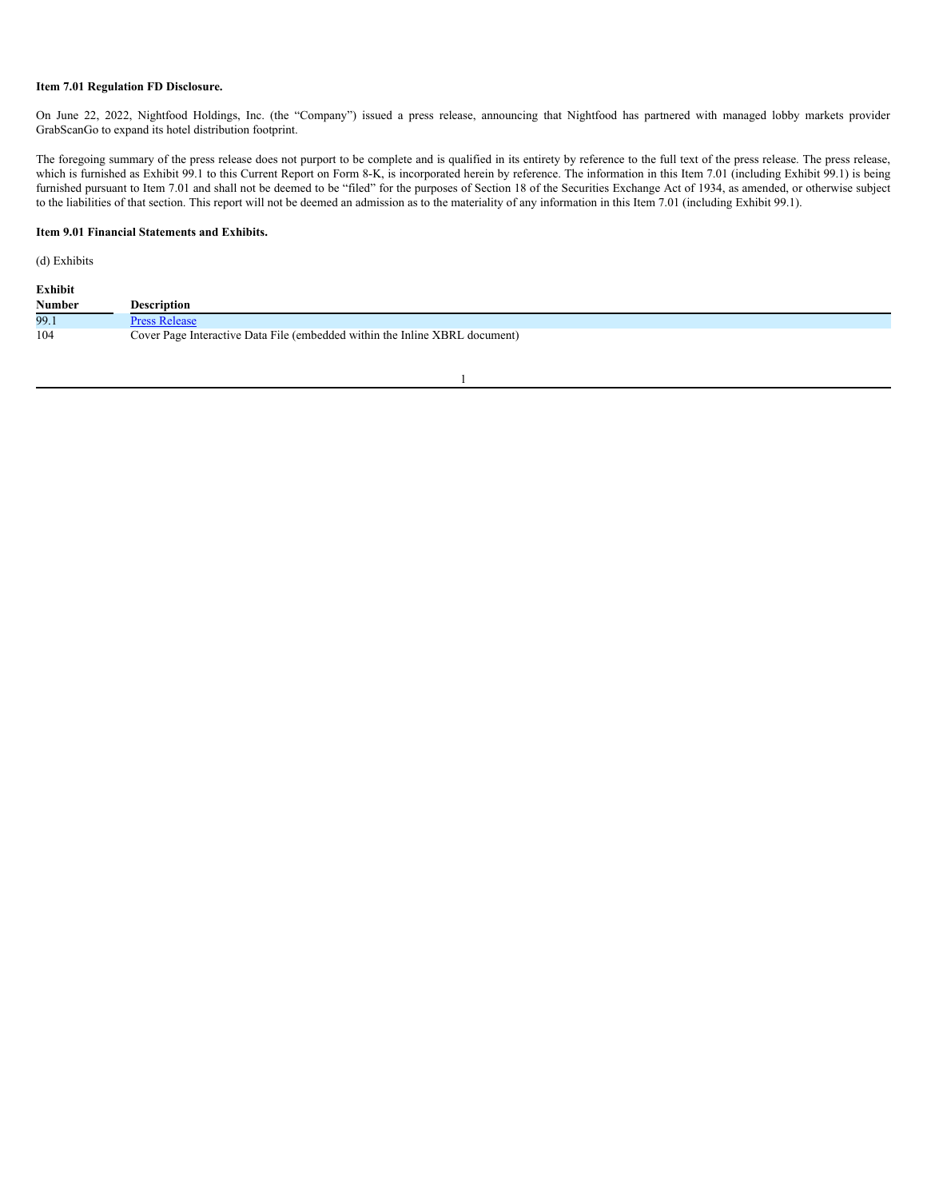**Item 7.01 Regulation FD Disclosure.**

On June 22, 2022, Nightfood Holdings, Inc. (the "Company") issued a press release, announcing that Nightfood has partnered with managed lobby markets provider GrabScanGo to expand its hotel distribution footprint.

The foregoing summary of the press release does not purport to be complete and is qualified in its entirety by reference to the full text of the press release. The press release, which is furnished as Exhibit 99.1 to this Current Report on Form 8-K, is incorporated herein by reference. The information in this Item 7.01 (including Exhibit 99.1) is being furnished pursuant to Item 7.01 and shall not be deemed to be "filed" for the purposes of Section 18 of the Securities Exchange Act of 1934, as amended, or otherwise subject to the liabilities of that section. This report will not be deemed an admission as to the materiality of any information in this Item 7.01 (including Exhibit 99.1).

**Item 9.01 Financial Statements and Exhibits.**

(d) Exhibits

| Exhibit Number | Description |
|---|---|
| 99.1 | Press Release |
| 104 | Cover Page Interactive Data File (embedded within the Inline XBRL document) |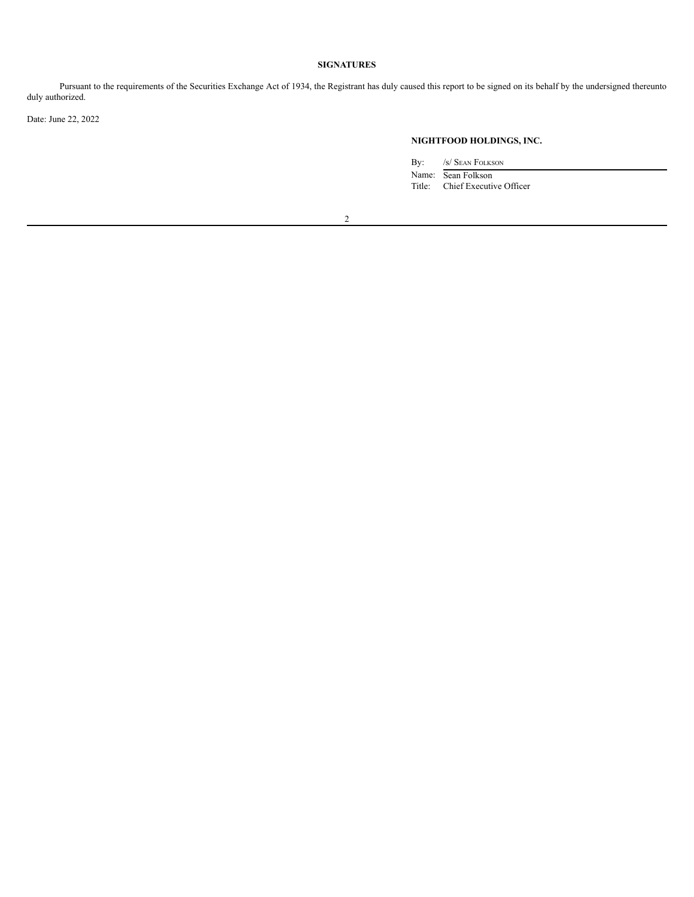**SIGNATURES**

Pursuant to the requirements of the Securities Exchange Act of 1934, the Registrant has duly caused this report to be signed on its behalf by the undersigned thereunto duly authorized.

Date: June 22, 2022

**NIGHTFOOD HOLDINGS, INC.**

By: /s/ Sean Folkson

Name: Sean Folkson

Title: Chief Executive Officer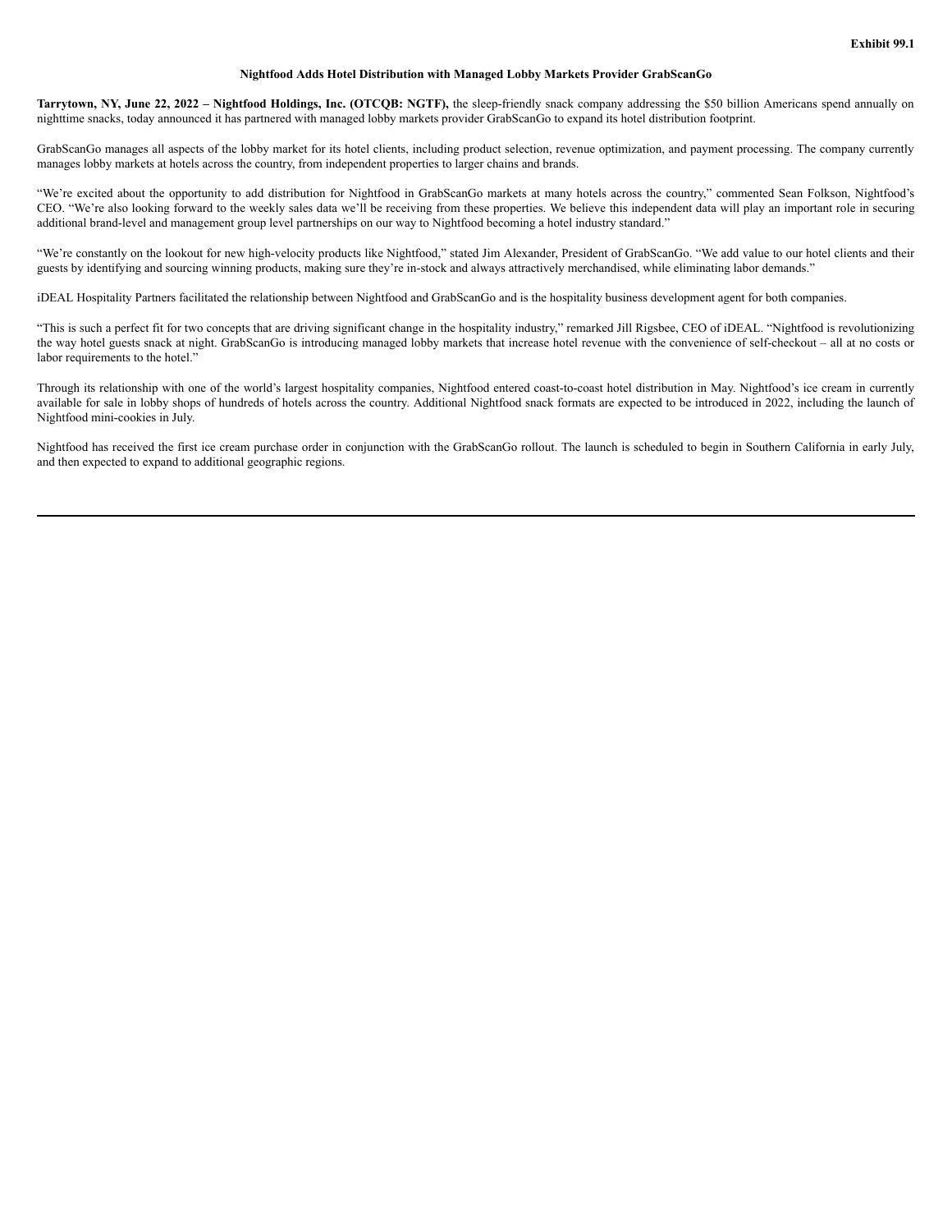**Exhibit 99.1**

**Nightfood Adds Hotel Distribution with Managed Lobby Markets Provider GrabScanGo**

**Tarrytown, NY, June 22, 2022 – Nightfood Holdings, Inc. (OTCQB: NGTF),** the sleep-friendly snack company addressing the $50 billion Americans spend annually on nighttime snacks, today announced it has partnered with managed lobby markets provider GrabScanGo to expand its hotel distribution footprint.

GrabScanGo manages all aspects of the lobby market for its hotel clients, including product selection, revenue optimization, and payment processing. The company currently manages lobby markets at hotels across the country, from independent properties to larger chains and brands.

"We're excited about the opportunity to add distribution for Nightfood in GrabScanGo markets at many hotels across the country," commented Sean Folkson, Nightfood's CEO. "We're also looking forward to the weekly sales data we'll be receiving from these properties. We believe this independent data will play an important role in securing additional brand-level and management group level partnerships on our way to Nightfood becoming a hotel industry standard."

"We're constantly on the lookout for new high-velocity products like Nightfood," stated Jim Alexander, President of GrabScanGo. "We add value to our hotel clients and their guests by identifying and sourcing winning products, making sure they're in-stock and always attractively merchandised, while eliminating labor demands."

iDEAL Hospitality Partners facilitated the relationship between Nightfood and GrabScanGo and is the hospitality business development agent for both companies.

"This is such a perfect fit for two concepts that are driving significant change in the hospitality industry," remarked Jill Rigsbee, CEO of iDEAL. "Nightfood is revolutionizing the way hotel guests snack at night. GrabScanGo is introducing managed lobby markets that increase hotel revenue with the convenience of self-checkout – all at no costs or labor requirements to the hotel."

Through its relationship with one of the world's largest hospitality companies, Nightfood entered coast-to-coast hotel distribution in May. Nightfood's ice cream in currently available for sale in lobby shops of hundreds of hotels across the country. Additional Nightfood snack formats are expected to be introduced in 2022, including the launch of Nightfood mini-cookies in July.

Nightfood has received the first ice cream purchase order in conjunction with the GrabScanGo rollout. The launch is scheduled to begin in Southern California in early July, and then expected to expand to additional geographic regions.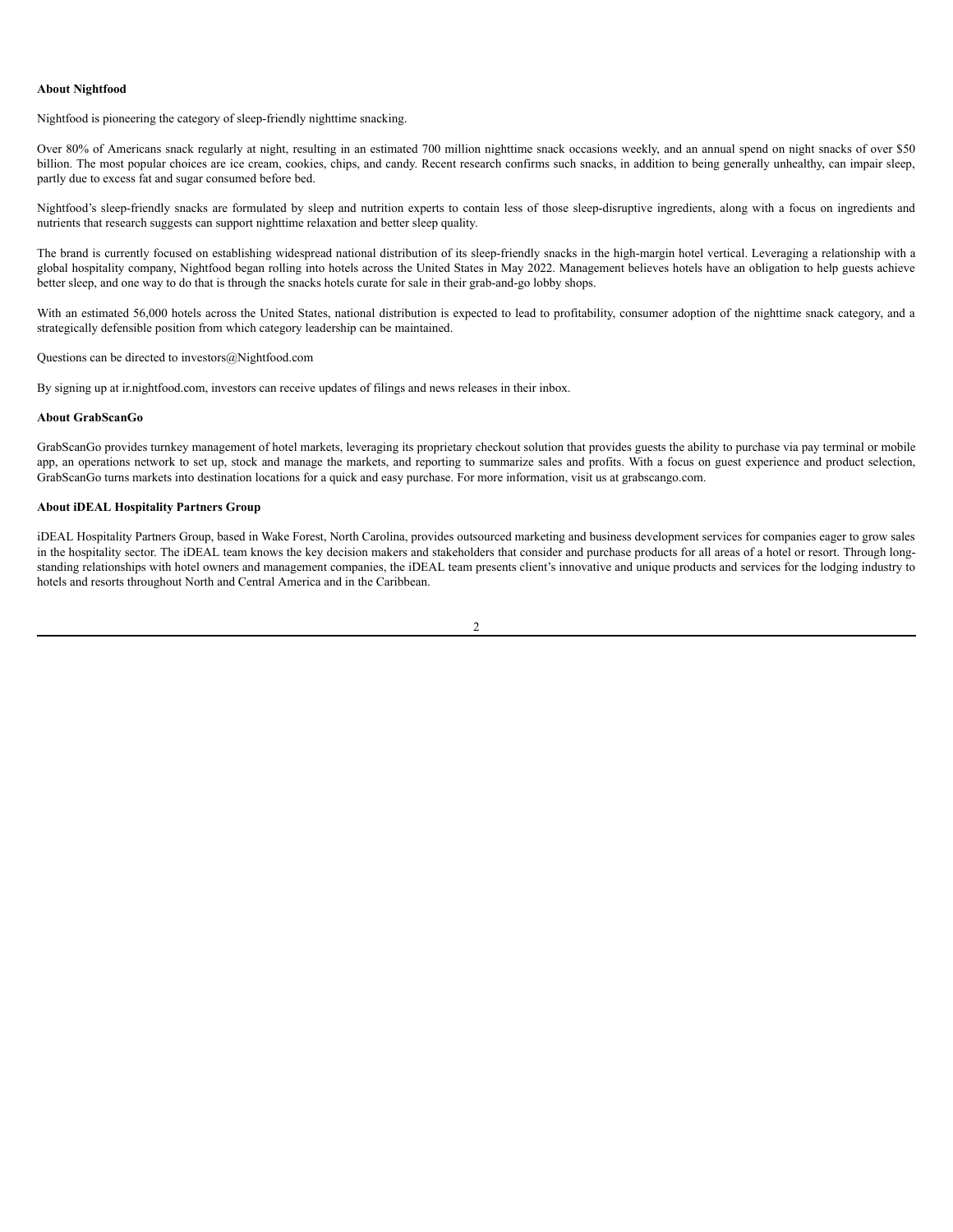**About Nightfood**

Nightfood is pioneering the category of sleep-friendly nighttime snacking.

Over 80% of Americans snack regularly at night, resulting in an estimated 700 million nighttime snack occasions weekly, and an annual spend on night snacks of over $50 billion. The most popular choices are ice cream, cookies, chips, and candy. Recent research confirms such snacks, in addition to being generally unhealthy, can impair sleep, partly due to excess fat and sugar consumed before bed.

Nightfood's sleep-friendly snacks are formulated by sleep and nutrition experts to contain less of those sleep-disruptive ingredients, along with a focus on ingredients and nutrients that research suggests can support nighttime relaxation and better sleep quality.

The brand is currently focused on establishing widespread national distribution of its sleep-friendly snacks in the high-margin hotel vertical. Leveraging a relationship with a global hospitality company, Nightfood began rolling into hotels across the United States in May 2022. Management believes hotels have an obligation to help guests achieve better sleep, and one way to do that is through the snacks hotels curate for sale in their grab-and-go lobby shops.

With an estimated 56,000 hotels across the United States, national distribution is expected to lead to profitability, consumer adoption of the nighttime snack category, and a strategically defensible position from which category leadership can be maintained.

Questions can be directed to investors@Nightfood.com

By signing up at ir.nightfood.com, investors can receive updates of filings and news releases in their inbox.

**About GrabScanGo**

GrabScanGo provides turnkey management of hotel markets, leveraging its proprietary checkout solution that provides guests the ability to purchase via pay terminal or mobile app, an operations network to set up, stock and manage the markets, and reporting to summarize sales and profits. With a focus on guest experience and product selection, GrabScanGo turns markets into destination locations for a quick and easy purchase. For more information, visit us at grabscango.com.

**About iDEAL Hospitality Partners Group**

iDEAL Hospitality Partners Group, based in Wake Forest, North Carolina, provides outsourced marketing and business development services for companies eager to grow sales in the hospitality sector. The iDEAL team knows the key decision makers and stakeholders that consider and purchase products for all areas of a hotel or resort. Through long-standing relationships with hotel owners and management companies, the iDEAL team presents client's innovative and unique products and services for the lodging industry to hotels and resorts throughout North and Central America and in the Caribbean.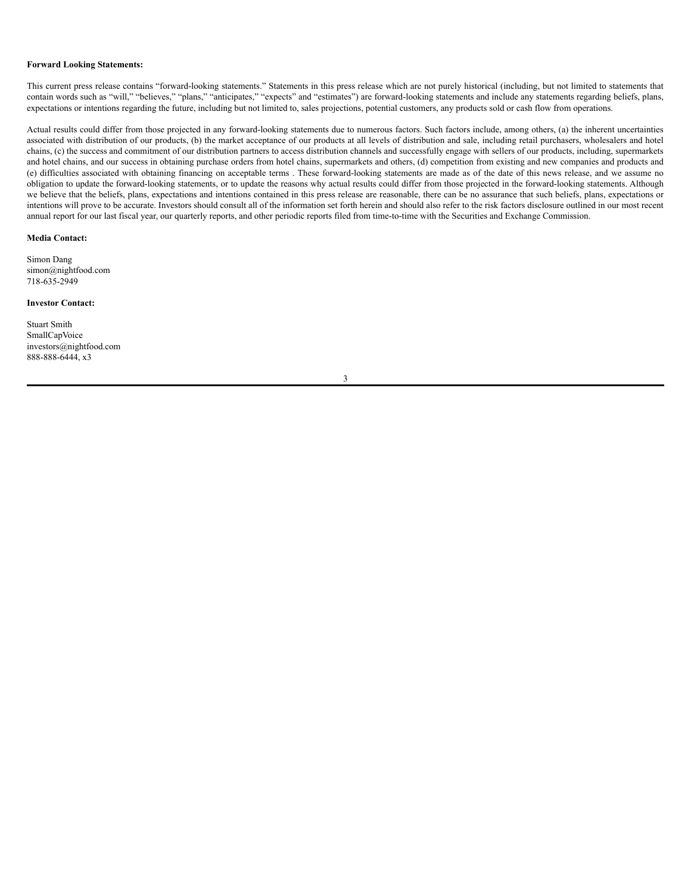**Forward Looking Statements:**

This current press release contains "forward-looking statements." Statements in this press release which are not purely historical (including, but not limited to statements that contain words such as "will," "believes," "plans," "anticipates," "expects" and "estimates") are forward-looking statements and include any statements regarding beliefs, plans, expectations or intentions regarding the future, including but not limited to, sales projections, potential customers, any products sold or cash flow from operations.

Actual results could differ from those projected in any forward-looking statements due to numerous factors. Such factors include, among others, (a) the inherent uncertainties associated with distribution of our products, (b) the market acceptance of our products at all levels of distribution and sale, including retail purchasers, wholesalers and hotel chains, (c) the success and commitment of our distribution partners to access distribution channels and successfully engage with sellers of our products, including, supermarkets and hotel chains, and our success in obtaining purchase orders from hotel chains, supermarkets and others, (d) competition from existing and new companies and products and (e) difficulties associated with obtaining financing on acceptable terms . These forward-looking statements are made as of the date of this news release, and we assume no obligation to update the forward-looking statements, or to update the reasons why actual results could differ from those projected in the forward-looking statements. Although we believe that the beliefs, plans, expectations and intentions contained in this press release are reasonable, there can be no assurance that such beliefs, plans, expectations or intentions will prove to be accurate. Investors should consult all of the information set forth herein and should also refer to the risk factors disclosure outlined in our most recent annual report for our last fiscal year, our quarterly reports, and other periodic reports filed from time-to-time with the Securities and Exchange Commission.

**Media Contact:**

Simon Dang
simon@nightfood.com
718-635-2949

**Investor Contact:**

Stuart Smith
SmallCapVoice
investors@nightfood.com
888-888-6444, x3